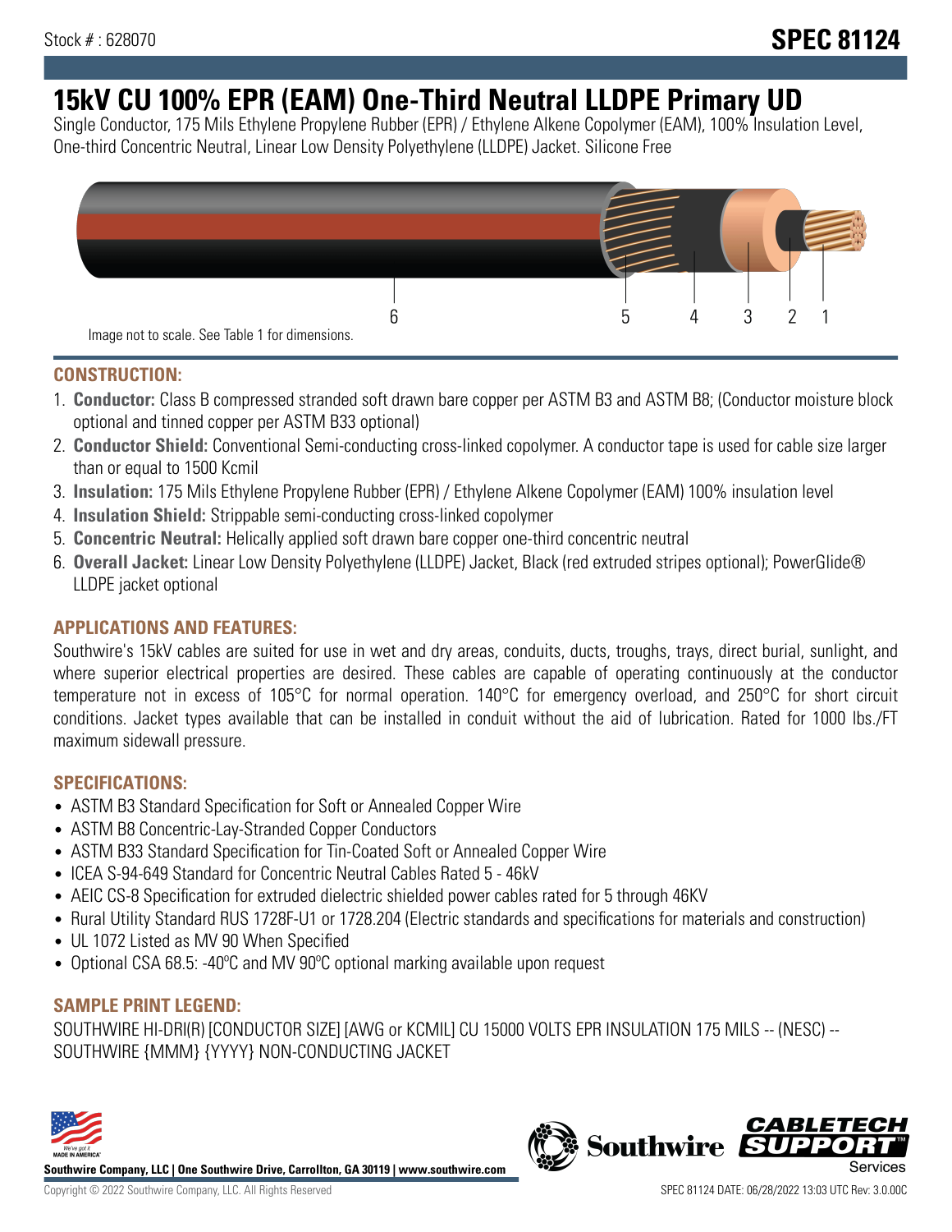Stock # : 628070

# SPEC 81124

# 15kV CU 100% EPR (EAM) One-Third Neutral LLDPE Primary UD

Single Conductor, 175 Mils Ethylene Propylene Rubber (EPR) / Ethylene Alkene Copolymer (EAM), 100% Insulation Level, One-third Concentric Neutral, Linear Low Density Polyethylene (LLDPE) Jacket. Silicone Free

6 5 4 3 2 1

Image not to scale. See Table 1 for dimensions.

## CONSTRUCTION:

1. **Conductor:** Class B compressed stranded soft drawn bare copper per ASTM B3 and ASTM B8; (Conductor moisture block optional and tinned copper per ASTM B33 optional)
2. **Conductor Shield:** Conventional Semi-conducting cross-linked copolymer. A conductor tape is used for cable size larger than or equal to 1500 Kcmil
3. **Insulation:** 175 Mils Ethylene Propylene Rubber (EPR) / Ethylene Alkene Copolymer (EAM) 100% insulation level
4. **Insulation Shield:** Strippable semi-conducting cross-linked copolymer
5. **Concentric Neutral:** Helically applied soft drawn bare copper one-third concentric neutral
6. **Overall Jacket:** Linear Low Density Polyethylene (LLDPE) Jacket, Black (red extruded stripes optional); PowerGlide® LLDPE jacket optional

## APPLICATIONS AND FEATURES:

Southwire's 15kV cables are suited for use in wet and dry areas, conduits, ducts, troughs, trays, direct burial, sunlight, and where superior electrical properties are desired. These cables are capable of operating continuously at the conductor temperature not in excess of 105°C for normal operation. 140°C for emergency overload, and 250°C for short circuit conditions. Jacket types available that can be installed in conduit without the aid of lubrication. Rated for 1000 lbs./FT maximum sidewall pressure.

## SPECIFICATIONS:

- ASTM B3 Standard Specification for Soft or Annealed Copper Wire
- ASTM B8 Concentric-Lay-Stranded Copper Conductors
- ASTM B33 Standard Specification for Tin-Coated Soft or Annealed Copper Wire
- ICEA S-94-649 Standard for Concentric Neutral Cables Rated 5 - 46kV
- AEIC CS-8 Specification for extruded dielectric shielded power cables rated for 5 through 46KV
- Rural Utility Standard RUS 1728F-U1 or 1728.204 (Electric standards and specifications for materials and construction)
- UL 1072 Listed as MV 90 When Specified
- Optional CSA 68.5: -40ºC and MV 90ºC optional marking available upon request

## SAMPLE PRINT LEGEND:

SOUTHWIRE HI-DRI(R) [CONDUCTOR SIZE] [AWG or KCMIL] CU 15000 VOLTS EPR INSULATION 175 MILS -- (NESC) -- SOUTHWIRE {MMM} {YYYY} NON-CONDUCTING JACKET

**Southwire Company, LLC | One Southwire Drive, Carrollton, GA 30119 | www.southwire.com**

Copyright © 2022 Southwire Company, LLC. All Rights Reserved

SPEC 81124 DATE: 06/28/2022 13:03 UTC Rev: 3.0.00C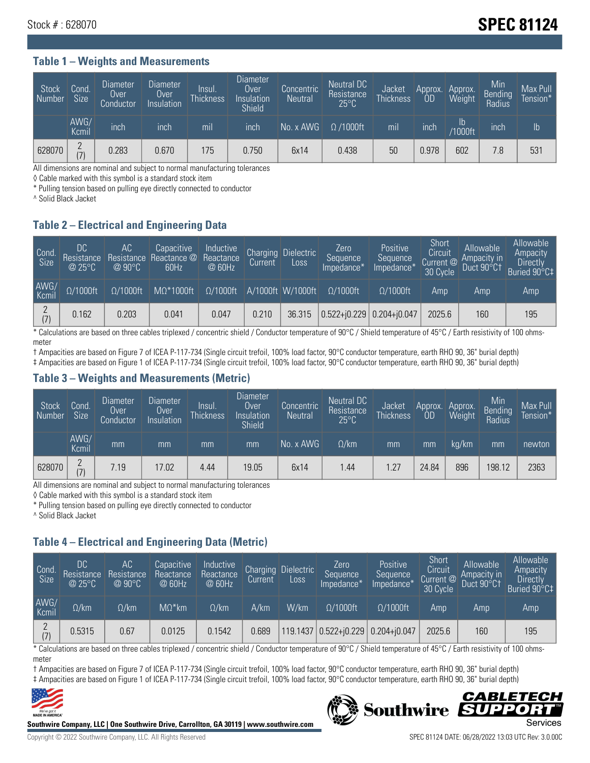Stock # : 628070

# SPEC 81124

## Table 1 – Weights and Measurements

| Stock Number | Cond. Size | Diameter Over Conductor | Diameter Over Insulation | Insul. Thickness | Diameter Over Insulation Shield | Concentric Neutral | Neutral DC Resistance 25°C | Jacket Thickness | Approx. OD | Approx. Weight | Min Bending Radius | Max Pull Tension* |
|---|---|---|---|---|---|---|---|---|---|---|---|---|
| | AWG/ Kcmil | inch | inch | mil | inch | No. x AWG | Ω /1000ft | mil | inch | lb /1000ft | inch | lb |
| 628070 | 2 (7) | 0.283 | 0.670 | 175 | 0.750 | 6x14 | 0.438 | 50 | 0.978 | 602 | 7.8 | 531 |

All dimensions are nominal and subject to normal manufacturing tolerances
◊ Cable marked with this symbol is a standard stock item
* Pulling tension based on pulling eye directly connected to conductor
^ Solid Black Jacket

## Table 2 – Electrical and Engineering Data

| Cond. Size | DC Resistance @ 25°C | AC Resistance @ 90°C | Capacitive Reactance @ 60Hz | Inductive Reactance @ 60Hz | Charging Current | Dielectric Loss | Zero Sequence Impedance* | Positive Sequence Impedance* | Short Circuit Current @ 30 Cycle | Allowable Ampacity in Duct 90°C† | Allowable Ampacity Directly Buried 90°C‡ |
|---|---|---|---|---|---|---|---|---|---|---|---|
| AWG/ Kcmil | Ω/1000ft | Ω/1000ft | MΩ*1000ft | Ω/1000ft | A/1000ft | W/1000ft | Ω/1000ft | Ω/1000ft | Amp | Amp | Amp |
| 2 (7) | 0.162 | 0.203 | 0.041 | 0.047 | 0.210 | 36.315 | 0.522+j0.229 | 0.204+j0.047 | 2025.6 | 160 | 195 |

* Calculations are based on three cables triplexed / concentric shield / Conductor temperature of 90°C / Shield temperature of 45°C / Earth resistivity of 100 ohms-meter
† Ampacities are based on Figure 7 of ICEA P-117-734 (Single circuit trefoil, 100% load factor, 90°C conductor temperature, earth RHO 90, 36" burial depth)
‡ Ampacities are based on Figure 1 of ICEA P-117-734 (Single circuit trefoil, 100% load factor, 90°C conductor temperature, earth RHO 90, 36" burial depth)

## Table 3 – Weights and Measurements (Metric)

| Stock Number | Cond. Size | Diameter Over Conductor | Diameter Over Insulation | Insul. Thickness | Diameter Over Insulation Shield | Concentric Neutral | Neutral DC Resistance 25°C | Jacket Thickness | Approx. OD | Approx. Weight | Min Bending Radius | Max Pull Tension* |
|---|---|---|---|---|---|---|---|---|---|---|---|---|
| | AWG/ Kcmil | mm | mm | mm | mm | No. x AWG | Ω/km | mm | mm | kg/km | mm | newton |
| 628070 | 2 (7) | 7.19 | 17.02 | 4.44 | 19.05 | 6x14 | 1.44 | 1.27 | 24.84 | 896 | 198.12 | 2363 |

All dimensions are nominal and subject to normal manufacturing tolerances
◊ Cable marked with this symbol is a standard stock item
* Pulling tension based on pulling eye directly connected to conductor
^ Solid Black Jacket

## Table 4 – Electrical and Engineering Data (Metric)

| Cond. Size | DC Resistance @ 25°C | AC Resistance @ 90°C | Capacitive Reactance @ 60Hz | Inductive Reactance @ 60Hz | Charging Current | Dielectric Loss | Zero Sequence Impedance* | Positive Sequence Impedance* | Short Circuit Current @ 30 Cycle | Allowable Ampacity in Duct 90°C† | Allowable Ampacity Directly Buried 90°C‡ |
|---|---|---|---|---|---|---|---|---|---|---|---|
| AWG/ Kcmil | Ω/km | Ω/km | MΩ*km | Ω/km | A/km | W/km | Ω/1000ft | Ω/1000ft | Amp | Amp | Amp |
| 2 (7) | 0.5315 | 0.67 | 0.0125 | 0.1542 | 0.689 | 119.1437 | 0.522+j0.229 | 0.204+j0.047 | 2025.6 | 160 | 195 |

* Calculations are based on three cables triplexed / concentric shield / Conductor temperature of 90°C / Shield temperature of 45°C / Earth resistivity of 100 ohms-meter
† Ampacities are based on Figure 7 of ICEA P-117-734 (Single circuit trefoil, 100% load factor, 90°C conductor temperature, earth RHO 90, 36" burial depth)
‡ Ampacities are based on Figure 1 of ICEA P-117-734 (Single circuit trefoil, 100% load factor, 90°C conductor temperature, earth RHO 90, 36" burial depth)

**Southwire Company, LLC | One Southwire Drive, Carrollton, GA 30119 | www.southwire.com**

Copyright © 2022 Southwire Company, LLC. All Rights Reserved

SPEC 81124 DATE: 06/28/2022 13:03 UTC Rev: 3.0.00C